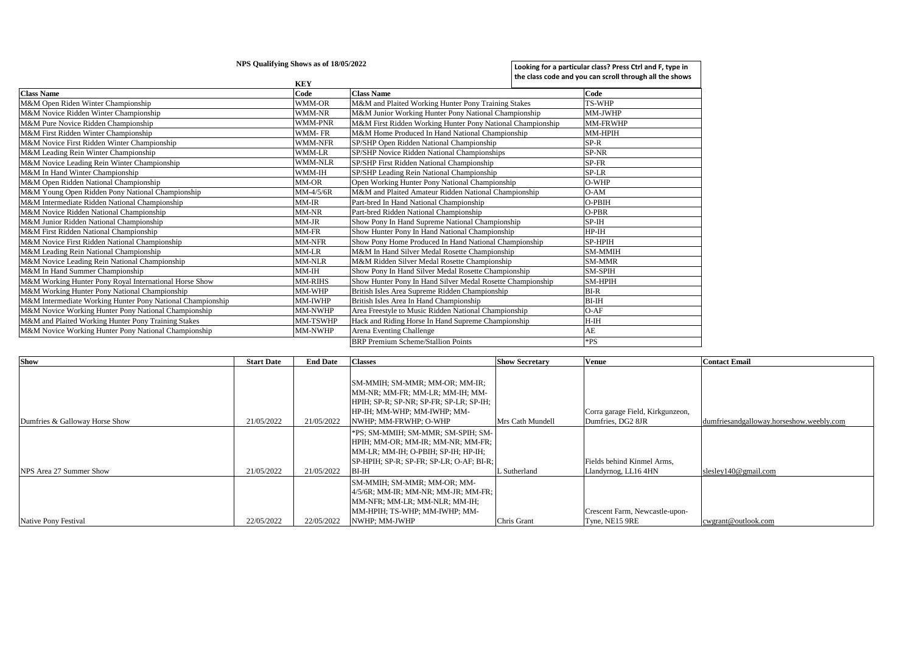**NPS Qualifying Shows as of 18/05/2022**

**Looking for a particular class? Press Ctrl and F, type in the class code and you can scroll through all the shows**

**KEY**

| Class Name | Code | Class Name | Code |
|---|---|---|---|
| M&M Open Riden Winter Championship | WMM-OR | M&M and Plaited Working Hunter Pony Training Stakes | TS-WHP |
| M&M Novice Ridden Winter Championship | WMM-NR | M&M Junior Working Hunter Pony National Championship | MM-JWHP |
| M&M Pure Novice Ridden Championship | WMM-PNR | M&M First Ridden Working Hunter Pony National Championship | MM-FRWHP |
| M&M First Ridden Winter Championship | WMM- FR | M&M Home Produced In Hand National Championship | MM-HPIH |
| M&M Novice First Ridden Winter Championship | WMM-NFR | SP/SHP Open Ridden National Championship | SP-R |
| M&M Leading Rein Winter Championship | WMM-LR | SP/SHP Novice Ridden National Championships | SP-NR |
| M&M Novice Leading Rein Winter Championship | WMM-NLR | SP/SHP First Ridden National Championship | SP-FR |
| M&M In Hand Winter Championship | WMM-IH | SP/SHP Leading Rein National Championship | SP-LR |
| M&M Open Ridden National Championship | MM-OR | Open Working Hunter Pony National Championship | O-WHP |
| M&M Young Open Ridden Pony National Championship | MM-4/5/6R | M&M and Plaited Amateur Ridden National Championship | O-AM |
| M&M Intermediate Ridden National Championship | MM-IR | Part-bred In Hand National Championship | O-PBIH |
| M&M Novice Ridden National Championship | MM-NR | Part-bred Ridden National Championship | O-PBR |
| M&M Junior Ridden National Championship | MM-JR | Show Pony In Hand Supreme National Championship | SP-IH |
| M&M First Ridden National Championship | MM-FR | Show Hunter Pony In Hand National Championship | HP-IH |
| M&M Novice First Ridden National Championship | MM-NFR | Show Pony Home Produced In Hand National Championship | SP-HPIH |
| M&M Leading Rein National Championship | MM-LR | M&M In Hand Silver Medal Rosette Championship | SM-MMIH |
| M&M Novice Leading Rein National Championship | MM-NLR | M&M Ridden Silver Medal Rosette Championship | SM-MMR |
| M&M In Hand Summer Championship | MM-IH | Show Pony In Hand Silver Medal Rosette Championship | SM-SPIH |
| M&M Working Hunter Pony Royal International Horse Show | MM-RIHS | Show Hunter Pony In Hand Silver Medal Rosette Championship | SM-HPIH |
| M&M Working Hunter Pony National Championship | MM-WHP | British Isles Area Supreme Ridden Championship | BI-R |
| M&M Intermediate Working Hunter Pony National Championship | MM-IWHP | British Isles Area In Hand Championship | BI-IH |
| M&M Novice Working Hunter Pony National Championship | MM-NWHP | Area Freestyle to Music Ridden National Championship | O-AF |
| M&M and Plaited Working Hunter Pony Training Stakes | MM-TSWHP | Hack and Riding Horse In Hand Supreme Championship | H-IH |
| M&M Novice Working Hunter Pony National Championship | MM-NWHP | Arena Eventing Challenge | AE |
| | | BRP Premium Scheme/Stallion Points | *PS |

| Show | Start Date | End Date | Classes | Show Secretary | Venue | Contact Email |
|---|---|---|---|---|---|---|
| Dumfries & Galloway Horse Show | 21/05/2022 | 21/05/2022 | SM-MMIH; SM-MMR; MM-OR; MM-IR; MM-NR; MM-FR; MM-LR; MM-IH; MM-HPIH; SP-R; SP-NR; SP-FR; SP-LR; SP-IH; HP-IH; MM-WHP; MM-IWHP; MM-NWHP; MM-FRWHP; O-WHP | Mrs Cath Mundell | Corra garage Field, Kirkgunzeon, Dumfries, DG2 8JR | dumfriesandgalloway.horseshow.weebly.com |
| NPS Area 27 Summer Show | 21/05/2022 | 21/05/2022 | *PS; SM-MMIH; SM-MMR; SM-SPIH; SM-HPIH; MM-OR; MM-IR; MM-NR; MM-FR; MM-LR; MM-IH; O-PBIH; SP-IH; HP-IH; SP-HPIH; SP-R; SP-FR; SP-LR; O-AF; BI-R; BI-IH | L Sutherland | Fields behind Kinmel Arms, Llandyrnog, LL16 4HN | slesley140@gmail.com |
| Native Pony Festival | 22/05/2022 | 22/05/2022 | SM-MMIH; SM-MMR; MM-OR; MM-4/5/6R; MM-IR; MM-NR; MM-JR; MM-FR; MM-NFR; MM-LR; MM-NLR; MM-IH; MM-HPIH; TS-WHP; MM-IWHP; MM-NWHP; MM-JWHP | Chris Grant | Crescent Farm, Newcastle-upon-Tyne, NE15 9RE | cwgrant@outlook.com |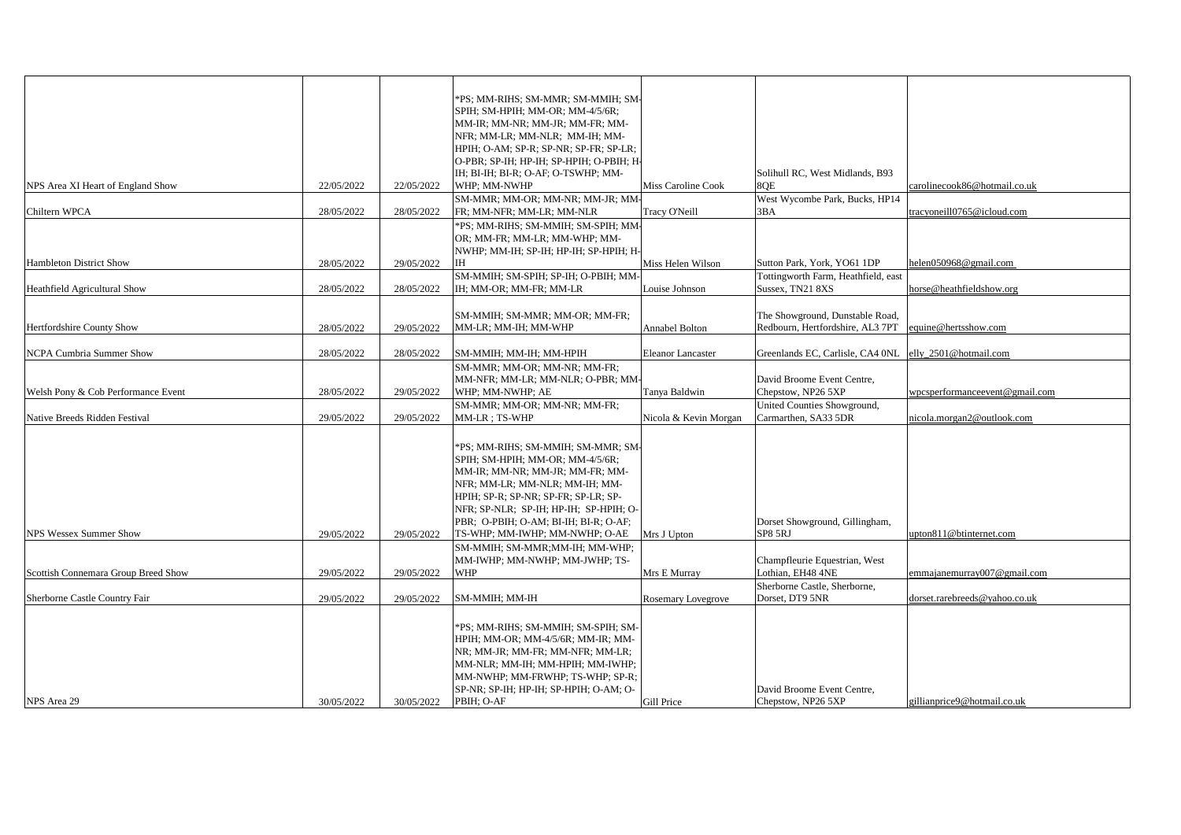| | | | | | | |
|---|---|---|---|---|---|---|
| NPS Area XI Heart of England Show | 22/05/2022 | 22/05/2022 | *PS; MM-RIHS; SM-MMR; SM-MMIH; SM-SPIH; SM-HPIH; MM-OR; MM-4/5/6R; MM-IR; MM-NR; MM-JR; MM-FR; MM-NFR; MM-LR; MM-NLR; MM-IH; MM-HPIH; O-AM; SP-R; SP-NR; SP-FR; SP-LR; O-PBR; SP-IH; HP-IH; SP-HPIH; O-PBIH; H-IH; BI-IH; BI-R; O-AF; O-TSWHP; MM-WHP; MM-NWHP | Miss Caroline Cook | Solihull RC, West Midlands, B93 8QE | carolinecook86@hotmail.co.uk |
| Chiltern WPCA | 28/05/2022 | 28/05/2022 | SM-MMR; MM-OR; MM-NR; MM-JR; MM-FR; MM-NFR; MM-LR; MM-NLR | Tracy O'Neill | West Wycombe Park, Bucks, HP14 3BA | tracyoneill0765@icloud.com |
| Hambleton District Show | 28/05/2022 | 29/05/2022 | *PS; MM-RIHS; SM-MMIH; SM-SPIH; MM-OR; MM-FR; MM-LR; MM-WHP; MM-NWHP; MM-IH; SP-IH; HP-IH; SP-HPIH; H-IH | Miss Helen Wilson | Sutton Park, York, YO61 1DP | helen050968@gmail.com |
| Heathfield Agricultural Show | 28/05/2022 | 28/05/2022 | SM-MMIH; SM-SPIH; SP-IH; O-PBIH; MM-IH; MM-OR; MM-FR; MM-LR | Louise Johnson | Tottingworth Farm, Heathfield, east Sussex, TN21 8XS | horse@heathfieldshow.org |
| Hertfordshire County Show | 28/05/2022 | 29/05/2022 | SM-MMIH; SM-MMR; MM-OR; MM-FR; MM-LR; MM-IH; MM-WHP | Annabel Bolton | The Showground, Dunstable Road, Redbourn, Hertfordshire, AL3 7PT | equine@hertsshow.com |
| NCPA Cumbria Summer Show | 28/05/2022 | 28/05/2022 | SM-MMIH; MM-IH; MM-HPIH | Eleanor Lancaster | Greenlands EC, Carlisle, CA4 0NL | elly_2501@hotmail.com |
| Welsh Pony & Cob Performance Event | 28/05/2022 | 29/05/2022 | SM-MMR; MM-OR; MM-NR; MM-FR; MM-NFR; MM-LR; MM-NLR; O-PBR; MM-WHP; MM-NWHP; AE | Tanya Baldwin | David Broome Event Centre, Chepstow, NP26 5XP | wpcsperformanceevent@gmail.com |
| Native Breeds Ridden Festival | 29/05/2022 | 29/05/2022 | SM-MMR; MM-OR; MM-NR; MM-FR; MM-LR ; TS-WHP | Nicola & Kevin Morgan | United Counties Showground, Carmarthen, SA33 5DR | nicola.morgan2@outlook.com |
| NPS Wessex Summer Show | 29/05/2022 | 29/05/2022 | *PS; MM-RIHS; SM-MMIH; SM-MMR; SM-SPIH; SM-HPIH; MM-OR; MM-4/5/6R; MM-IR; MM-NR; MM-JR; MM-FR; MM-NFR; MM-LR; MM-NLR; MM-IH; MM-HPIH; SP-R; SP-NR; SP-FR; SP-LR; SP-NFR; SP-NLR; SP-IH; HP-IH; SP-HPIH; O-PBR; O-PBIH; O-AM; BI-IH; BI-R; O-AF; TS-WHP; MM-IWHP; MM-NWHP; O-AE | Mrs J Upton | Dorset Showground, Gillingham, SP8 5RJ | upton811@btinternet.com |
| Scottish Connemara Group Breed Show | 29/05/2022 | 29/05/2022 | SM-MMIH; SM-MMR;MM-IH; MM-WHP; MM-IWHP; MM-NWHP; MM-JWHP; TS-WHP | Mrs E Murray | Champfleurie Equestrian, West Lothian, EH48 4NE | emmajanemurray007@gmail.com |
| Sherborne Castle Country Fair | 29/05/2022 | 29/05/2022 | SM-MMIH; MM-IH | Rosemary Lovegrove | Sherborne Castle, Sherborne, Dorset, DT9 5NR | dorset.rarebreeds@yahoo.co.uk |
| NPS Area 29 | 30/05/2022 | 30/05/2022 | *PS; MM-RIHS; SM-MMIH; SM-SPIH; SM-HPIH; MM-OR; MM-4/5/6R; MM-IR; MM-NR; MM-JR; MM-FR; MM-NFR; MM-LR; MM-NLR; MM-IH; MM-HPIH; MM-IWHP; MM-NWHP; MM-FRWHP; TS-WHP; SP-R; SP-NR; SP-IH; HP-IH; SP-HPIH; O-AM; O-PBIH; O-AF | Gill Price | David Broome Event Centre, Chepstow, NP26 5XP | gillianprice9@hotmail.co.uk |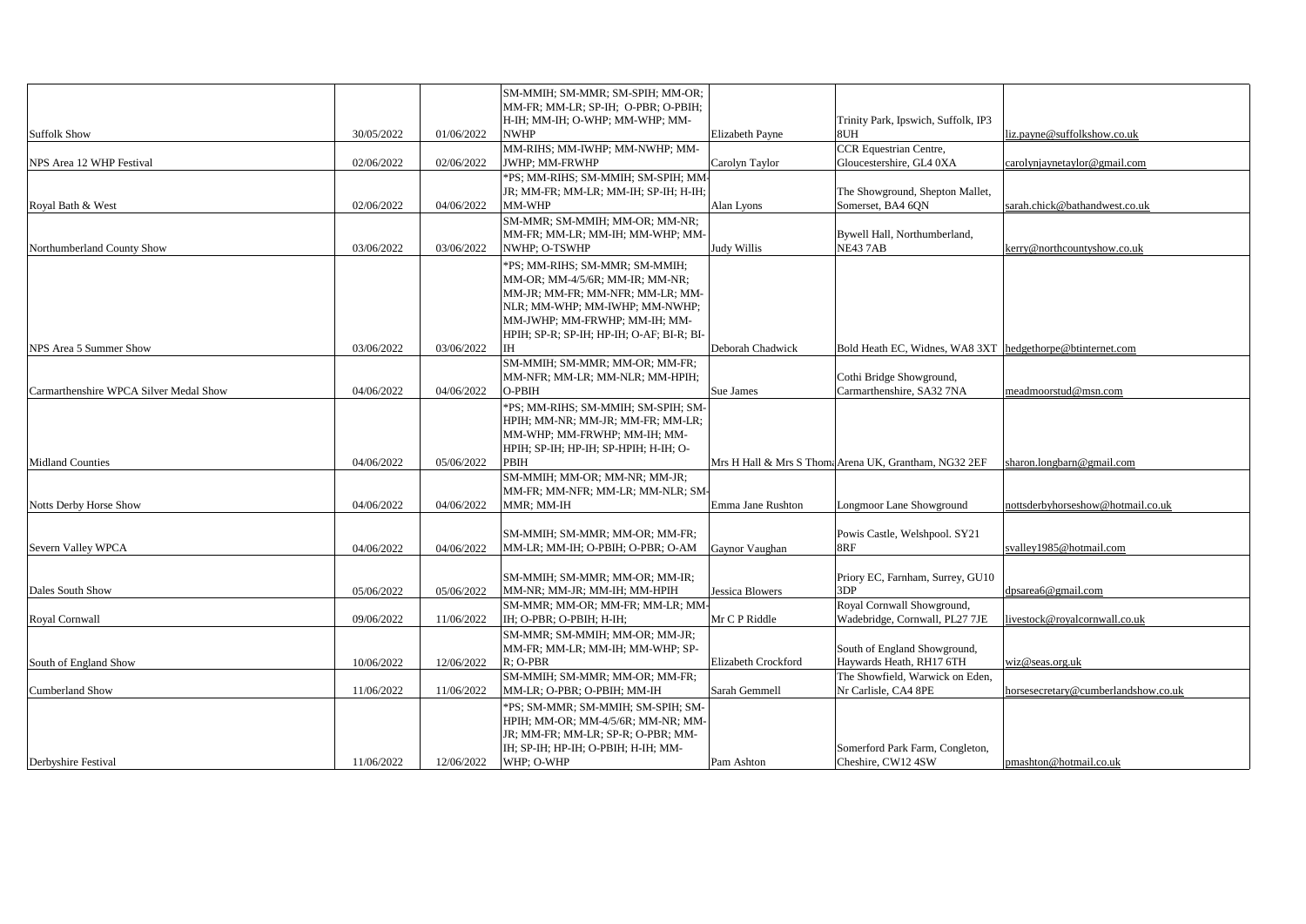| | | | | | | |
|---|---|---|---|---|---|---|
| Suffolk Show | 30/05/2022 | 01/06/2022 | SM-MMIH; SM-MMR; SM-SPIH; MM-OR; MM-FR; MM-LR; SP-IH; O-PBR; O-PBIH; H-IH; MM-IH; O-WHP; MM-WHP; MM-NWHP | Elizabeth Payne | Trinity Park, Ipswich, Suffolk, IP3 8UH | liz.payne@suffolkshow.co.uk |
| NPS Area 12 WHP Festival | 02/06/2022 | 02/06/2022 | MM-RIHS; MM-IWHP; MM-NWHP; MM-JWHP; MM-FRWHP | Carolyn Taylor | CCR Equestrian Centre, Gloucestershire, GL4 0XA | carolynjaynetaylor@gmail.com |
| Royal Bath & West | 02/06/2022 | 04/06/2022 | *PS; MM-RIHS; SM-MMIH; SM-SPIH; MM-JR; MM-FR; MM-LR; MM-IH; SP-IH; H-IH; MM-WHP | Alan Lyons | The Showground, Shepton Mallet, Somerset, BA4 6QN | sarah.chick@bathandwest.co.uk |
| Northumberland County Show | 03/06/2022 | 03/06/2022 | SM-MMR; SM-MMIH; MM-OR; MM-NR; MM-FR; MM-LR; MM-IH; MM-WHP; MM-NWHP; O-TSWHP | Judy Willis | Bywell Hall, Northumberland, NE43 7AB | kerry@northcountyshow.co.uk |
| NPS Area 5 Summer Show | 03/06/2022 | 03/06/2022 | *PS; MM-RIHS; SM-MMR; SM-MMIH; MM-OR; MM-4/5/6R; MM-IR; MM-NR; MM-JR; MM-FR; MM-NFR; MM-LR; MM-NLR; MM-WHP; MM-IWHP; MM-NWHP; MM-JWHP; MM-FRWHP; MM-IH; MM-HPIH; SP-R; SP-IH; HP-IH; O-AF; BI-R; BI-IH | Deborah Chadwick | Bold Heath EC, Widnes, WA8 3XT | hedgethorpe@btinternet.com |
| Carmarthenshire WPCA Silver Medal Show | 04/06/2022 | 04/06/2022 | SM-MMIH; SM-MMR; MM-OR; MM-FR; MM-NFR; MM-LR; MM-NLR; MM-HPIH; O-PBIH | Sue James | Cothi Bridge Showground, Carmarthenshire, SA32 7NA | meadmoorstud@msn.com |
| Midland Counties | 04/06/2022 | 05/06/2022 | *PS; MM-RIHS; SM-MMIH; SM-SPIH; SM-HPIH; MM-NR; MM-JR; MM-FR; MM-LR; MM-WHP; MM-FRWHP; MM-IH; MM-HPIH; SP-IH; HP-IH; SP-HPIH; H-IH; O-PBIH | Mrs H Hall & Mrs S Thoma | Arena UK, Grantham, NG32 2EF | sharon.longbarn@gmail.com |
| Notts Derby Horse Show | 04/06/2022 | 04/06/2022 | SM-MMIH; MM-OR; MM-NR; MM-JR; MM-FR; MM-NFR; MM-LR; MM-NLR; SM-MMR; MM-IH | Emma Jane Rushton | Longmoor Lane Showground | nottsderbyhorseshow@hotmail.co.uk |
| Severn Valley WPCA | 04/06/2022 | 04/06/2022 | SM-MMIH; SM-MMR; MM-OR; MM-FR; MM-LR; MM-IH; O-PBIH; O-PBR; O-AM | Gaynor Vaughan | Powis Castle, Welshpool. SY21 8RF | svalley1985@hotmail.com |
| Dales South Show | 05/06/2022 | 05/06/2022 | SM-MMIH; SM-MMR; MM-OR; MM-IR; MM-NR; MM-JR; MM-IH; MM-HPIH | Jessica Blowers | Priory EC, Farnham, Surrey, GU10 3DP | dpsarea6@gmail.com |
| Royal Cornwall | 09/06/2022 | 11/06/2022 | SM-MMR; MM-OR; MM-FR; MM-LR; MM-IH; O-PBR; O-PBIH; H-IH; | Mr C P Riddle | Royal Cornwall Showground, Wadebridge, Cornwall, PL27 7JE | livestock@royalcornwall.co.uk |
| South of England Show | 10/06/2022 | 12/06/2022 | SM-MMR; SM-MMIH; MM-OR; MM-JR; MM-FR; MM-LR; MM-IH; MM-WHP; SP-R; O-PBR | Elizabeth Crockford | South of England Showground, Haywards Heath, RH17 6TH | wiz@seas.org.uk |
| Cumberland Show | 11/06/2022 | 11/06/2022 | SM-MMIH; SM-MMR; MM-OR; MM-FR; MM-LR; O-PBR; O-PBIH; MM-IH | Sarah Gemmell | The Showfield, Warwick on Eden, Nr Carlisle, CA4 8PE | horsesecretary@cumberlandshow.co.uk |
| Derbyshire Festival | 11/06/2022 | 12/06/2022 | *PS; SM-MMR; SM-MMIH; SM-SPIH; SM-HPIH; MM-OR; MM-4/5/6R; MM-NR; MM-JR; MM-FR; MM-LR; SP-R; O-PBR; MM-IH; SP-IH; HP-IH; O-PBIH; H-IH; MM-WHP; O-WHP | Pam Ashton | Somerford Park Farm, Congleton, Cheshire, CW12 4SW | pmashton@hotmail.co.uk |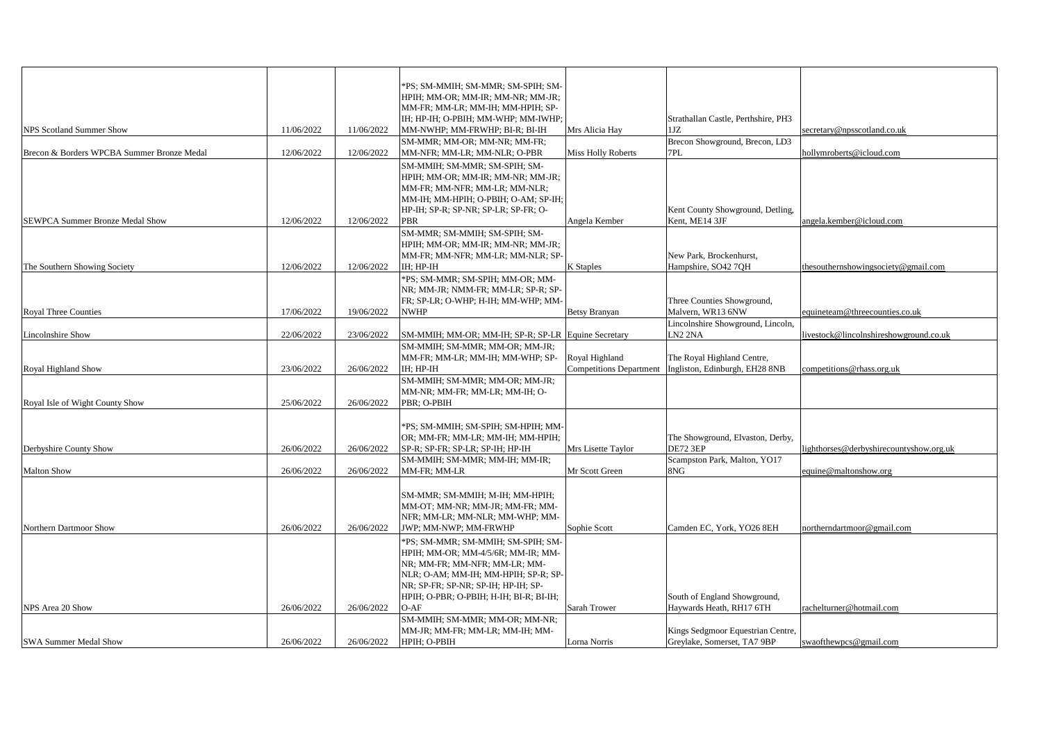| | | | | | | |
|---|---|---|---|---|---|---|
| NPS Scotland Summer Show | 11/06/2022 | 11/06/2022 | *PS; SM-MMIH; SM-MMR; SM-SPIH; SM-HPIH; MM-OR; MM-IR; MM-NR; MM-JR; MM-FR; MM-LR; MM-IH; MM-HPIH; SP-IH; HP-IH; O-PBIH; MM-WHP; MM-IWHP; MM-NWHP; MM-FRWHP; BI-R; BI-IH | Mrs Alicia Hay | Strathallan Castle, Perthshire, PH3 1JZ | secretary@npsscotland.co.uk |
| Brecon & Borders WPCBA Summer Bronze Medal | 12/06/2022 | 12/06/2022 | SM-MMR; MM-OR; MM-NR; MM-FR; MM-NFR; MM-LR; MM-NLR; O-PBR | Miss Holly Roberts | Brecon Showground, Brecon, LD3 7PL | hollymroberts@icloud.com |
| SEWPCA Summer Bronze Medal Show | 12/06/2022 | 12/06/2022 | SM-MMIH; SM-MMR; SM-SPIH; SM-HPIH; MM-OR; MM-IR; MM-NR; MM-JR; MM-FR; MM-NFR; MM-LR; MM-NLR; MM-IH; MM-HPIH; O-PBIH; O-AM; SP-IH; HP-IH; SP-R; SP-NR; SP-LR; SP-FR; O-PBR | Angela Kember | Kent County Showground, Detling, Kent, ME14 3JF | angela.kember@icloud.com |
| The Southern Showing Society | 12/06/2022 | 12/06/2022 | SM-MMR; SM-MMIH; SM-SPIH; SM-HPIH; MM-OR; MM-IR; MM-NR; MM-JR; MM-FR; MM-NFR; MM-LR; MM-NLR; SP-IH; HP-IH | K Staples | New Park, Brockenhurst, Hampshire, SO42 7QH | thesouthernshowingsociety@gmail.com |
| Royal Three Counties | 17/06/2022 | 19/06/2022 | *PS; SM-MMR; SM-SPIH; MM-OR; MM-NR; MM-JR; NMM-FR; MM-LR; SP-R; SP-FR; SP-LR; O-WHP; H-IH; MM-WHP; MM-NWHP | Betsy Branyan | Three Counties Showground, Malvern, WR13 6NW | equineteam@threecounties.co.uk |
| Lincolnshire Show | 22/06/2022 | 23/06/2022 | SM-MMIH; MM-OR; MM-IH; SP-R; SP-LR | Equine Secretary | Lincolnshire Showground, Lincoln, LN2 2NA | livestock@lincolnshireshowground.co.uk |
| Royal Highland Show | 23/06/2022 | 26/06/2022 | SM-MMIH; SM-MMR; MM-OR; MM-JR; MM-FR; MM-LR; MM-IH; MM-WHP; SP-IH; HP-IH | Royal Highland Competitions Department | The Royal Highland Centre, Ingliston, Edinburgh, EH28 8NB | competitions@rhass.org.uk |
| Royal Isle of Wight County Show | 25/06/2022 | 26/06/2022 | SM-MMIH; SM-MMR; MM-OR; MM-JR; MM-NR; MM-FR; MM-LR; MM-IH; O-PBR; O-PBIH | | | |
| Derbyshire County Show | 26/06/2022 | 26/06/2022 | *PS; SM-MMIH; SM-SPIH; SM-HPIH; MM-OR; MM-FR; MM-LR; MM-IH; MM-HPIH; SP-R; SP-FR; SP-LR; SP-IH; HP-IH | Mrs Lisette Taylor | The Showground, Elvaston, Derby, DE72 3EP | lighthorses@derbyshirecountyshow.org.uk |
| Malton Show | 26/06/2022 | 26/06/2022 | SM-MMIH; SM-MMR; MM-IH; MM-IR; MM-FR; MM-LR | Mr Scott Green | Scampston Park, Malton, YO17 8NG | equine@maltonshow.org |
| Northern Dartmoor Show | 26/06/2022 | 26/06/2022 | SM-MMR; SM-MMIH; M-IH; MM-HPIH; MM-OT; MM-NR; MM-JR; MM-FR; MM-NFR; MM-LR; MM-NLR; MM-WHP; MM-JWP; MM-NWP; MM-FRWHP | Sophie Scott | Camden EC, York, YO26 8EH | northerndartmoor@gmail.com |
| NPS Area 20 Show | 26/06/2022 | 26/06/2022 | *PS; SM-MMR; SM-MMIH; SM-SPIH; SM-HPIH; MM-OR; MM-4/5/6R; MM-IR; MM-NR; MM-FR; MM-NFR; MM-LR; MM-NLR; O-AM; MM-IH; MM-HPIH; SP-R; SP-NR; SP-FR; SP-NR; SP-IH; HP-IH; SP-HPIH; O-PBR; O-PBIH; H-IH; BI-R; BI-IH; O-AF | Sarah Trower | South of England Showground, Haywards Heath, RH17 6TH | rachelturner@hotmail.com |
| SWA Summer Medal Show | 26/06/2022 | 26/06/2022 | SM-MMIH; SM-MMR; MM-OR; MM-NR; MM-JR; MM-FR; MM-LR; MM-IH; MM-HPIH; O-PBIH | Lorna Norris | Kings Sedgmoor Equestrian Centre, Greylake, Somerset, TA7 9BP | swaofthewpcs@gmail.com |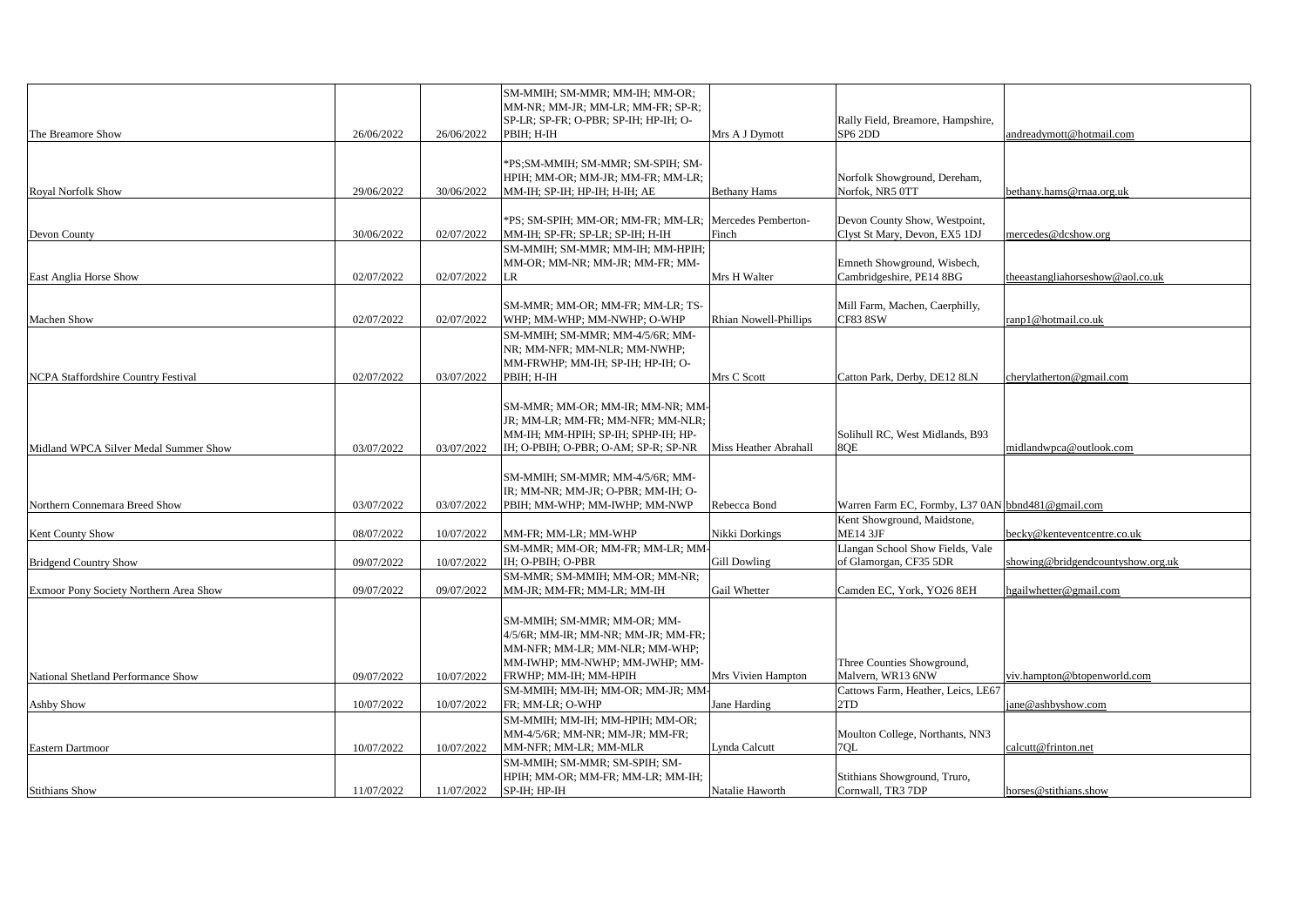| | | | | | | |
|---|---|---|---|---|---|---|
| The Breamore Show | 26/06/2022 | 26/06/2022 | SM-MMIH; SM-MMR; MM-IH; MM-OR; MM-NR; MM-JR; MM-LR; MM-FR; SP-R; SP-LR; SP-FR; O-PBR; SP-IH; HP-IH; O-PBIH; H-IH | Mrs A J Dymott | Rally Field, Breamore, Hampshire, SP6 2DD | andreadymott@hotmail.com |
| Royal Norfolk Show | 29/06/2022 | 30/06/2022 | *PS;SM-MMIH; SM-MMR; SM-SPIH; SM-HPIH; MM-OR; MM-JR; MM-FR; MM-LR; MM-IH; SP-IH; HP-IH; H-IH; AE | Bethany Hams | Norfolk Showground, Dereham, Norfolk, NR5 0TT | bethany.hams@rnaa.org.uk |
| Devon County | 30/06/2022 | 02/07/2022 | *PS; SM-SPIH; MM-OR; MM-FR; MM-LR; MM-IH; SP-FR; SP-LR; SP-IH; H-IH | Mercedes Pemberton-Finch | Devon County Show, Westpoint, Clyst St Mary, Devon, EX5 1DJ | mercedes@dcshow.org |
| East Anglia Horse Show | 02/07/2022 | 02/07/2022 | SM-MMIH; SM-MMR; MM-IH; MM-HPIH; MM-OR; MM-NR; MM-JR; MM-FR; MM-LR | Mrs H Walter | Emneth Showground, Wisbech, Cambridgeshire, PE14 8BG | theeastangliahorseshow@aol.co.uk |
| Machen Show | 02/07/2022 | 02/07/2022 | SM-MMR; MM-OR; MM-FR; MM-LR; TS-WHP; MM-WHP; MM-NWHP; O-WHP | Rhian Nowell-Phillips | Mill Farm, Machen, Caerphilly, CF83 8SW | ranp1@hotmail.co.uk |
| NCPA Staffordshire Country Festival | 02/07/2022 | 03/07/2022 | SM-MMIH; SM-MMR; MM-4/5/6R; MM-NR; MM-NFR; MM-NLR; MM-NWHP; MM-FRWHP; MM-IH; SP-IH; HP-IH; O-PBIH; H-IH | Mrs C Scott | Catton Park, Derby, DE12 8LN | cherylatherton@gmail.com |
| Midland WPCA Silver Medal Summer Show | 03/07/2022 | 03/07/2022 | SM-MMR; MM-OR; MM-IR; MM-NR; MM-JR; MM-LR; MM-FR; MM-NFR; MM-NLR; MM-IH; MM-HPIH; SP-IH; SPHP-IH; HP-IH; O-PBIH; O-PBR; O-AM; SP-R; SP-NR | Miss Heather Abrahall | Solihull RC, West Midlands, B93 8QE | midlandwpca@outlook.com |
| Northern Connemara Breed Show | 03/07/2022 | 03/07/2022 | SM-MMIH; SM-MMR; MM-4/5/6R; MM-IR; MM-NR; MM-JR; O-PBR; MM-IH; O-PBIH; MM-WHP; MM-IWHP; MM-NWP | Rebecca Bond | Warren Farm EC, Formby, L37 0AN | bbnd481@gmail.com |
| Kent County Show | 08/07/2022 | 10/07/2022 | MM-FR; MM-LR; MM-WHP | Nikki Dorkings | Kent Showground, Maidstone, ME14 3JF | becky@kenteventcentre.co.uk |
| Bridgend Country Show | 09/07/2022 | 10/07/2022 | SM-MMR; MM-OR; MM-FR; MM-LR; MM-IH; O-PBIH; O-PBR | Gill Dowling | Llangan School Show Fields, Vale of Glamorgan, CF35 5DR | showing@bridgendcountyshow.org.uk |
| Exmoor Pony Society Northern Area Show | 09/07/2022 | 09/07/2022 | SM-MMR; SM-MMIH; MM-OR; MM-NR; MM-JR; MM-FR; MM-LR; MM-IH | Gail Whetter | Camden EC, York, YO26 8EH | hgailwhetter@gmail.com |
| National Shetland Performance Show | 09/07/2022 | 10/07/2022 | SM-MMIH; SM-MMR; MM-OR; MM-4/5/6R; MM-IR; MM-NR; MM-JR; MM-FR; MM-NFR; MM-LR; MM-NLR; MM-WHP; MM-IWHP; MM-NWHP; MM-JWHP; MM-FRWHP; MM-IH; MM-HPIH | Mrs Vivien Hampton | Three Counties Showground, Malvern, WR13 6NW | viv.hampton@btopenworld.com |
| Ashby Show | 10/07/2022 | 10/07/2022 | SM-MMIH; MM-IH; MM-OR; MM-JR; MM-FR; MM-LR; O-WHP | Jane Harding | Cattows Farm, Heather, Leics, LE67 2TD | jane@ashbyshow.com |
| Eastern Dartmoor | 10/07/2022 | 10/07/2022 | SM-MMIH; MM-IH; MM-HPIH; MM-OR; MM-4/5/6R; MM-NR; MM-JR; MM-FR; MM-NFR; MM-LR; MM-MLR | Lynda Calcutt | Moulton College, Northants, NN3 7QL | calcutt@frinton.net |
| Stithians Show | 11/07/2022 | 11/07/2022 | SM-MMIH; SM-MMR; SM-SPIH; SM-HPIH; MM-OR; MM-FR; MM-LR; MM-IH; SP-IH; HP-IH | Natalie Haworth | Stithians Showground, Truro, Cornwall, TR3 7DP | horses@stithians.show |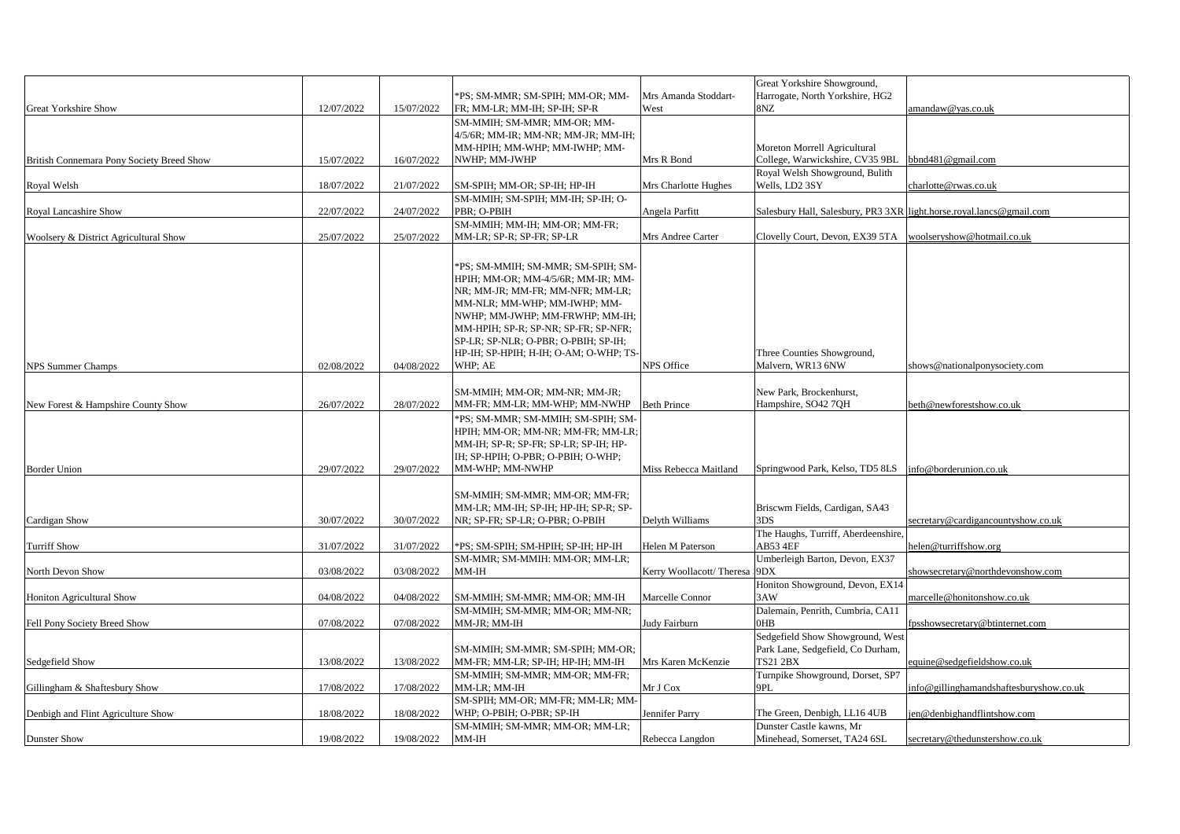| | | | | | | |
|---|---|---|---|---|---|---|
| Great Yorkshire Show | 12/07/2022 | 15/07/2022 | *PS; SM-MMR; SM-SPIH; MM-OR; MM-FR; MM-LR; MM-IH; SP-IH; SP-R | Mrs Amanda Stoddart-West | Great Yorkshire Showground, Harrogate, North Yorkshire, HG2 8NZ | amandaw@yas.co.uk |
| British Connemara Pony Society Breed Show | 15/07/2022 | 16/07/2022 | SM-MMIH; SM-MMR; MM-OR; MM-4/5/6R; MM-IR; MM-NR; MM-JR; MM-IH; MM-HPIH; MM-WHP; MM-IWHP; MM-NWHP; MM-JWHP | Mrs R Bond | Moreton Morrell Agricultural College, Warwickshire, CV35 9BL | bbnd481@gmail.com |
| Royal Welsh | 18/07/2022 | 21/07/2022 | SM-SPIH; MM-OR; SP-IH; HP-IH | Mrs Charlotte Hughes | Royal Welsh Showground, Bulith Wells, LD2 3SY | charlotte@rwas.co.uk |
| Royal Lancashire Show | 22/07/2022 | 24/07/2022 | SM-MMIH; SM-SPIH; MM-IH; SP-IH; O-PBR; O-PBIH | Angela Parfitt | Salesbury Hall, Salesbury, PR3 3XR | light.horse.royal.lancs@gmail.com |
| Woolsery & District Agricultural Show | 25/07/2022 | 25/07/2022 | SM-MMIH; MM-IH; MM-OR; MM-FR; MM-LR; SP-R; SP-FR; SP-LR | Mrs Andree Carter | Clovelly Court, Devon, EX39 5TA | woolseryshow@hotmail.co.uk |
| NPS Summer Champs | 02/08/2022 | 04/08/2022 | *PS; SM-MMIH; SM-MMR; SM-SPIH; SM-HPIH; MM-OR; MM-4/5/6R; MM-IR; MM-NR; MM-JR; MM-FR; MM-NFR; MM-LR; MM-NLR; MM-WHP; MM-IWHP; MM-NWHP; MM-JWHP; MM-FRWHP; MM-IH; MM-HPIH; SP-R; SP-NR; SP-FR; SP-NFR; SP-LR; SP-NLR; O-PBR; O-PBIH; SP-IH; HP-IH; SP-HPIH; H-IH; O-AM; O-WHP; TS-WHP; AE | NPS Office | Three Counties Showground, Malvern, WR13 6NW | shows@nationalponysociety.com |
| New Forest & Hampshire County Show | 26/07/2022 | 28/07/2022 | SM-MMIH; MM-OR; MM-NR; MM-JR; MM-FR; MM-LR; MM-WHP; MM-NWHP | Beth Prince | New Park, Brockenhurst, Hampshire, SO42 7QH | beth@newforestshow.co.uk |
| Border Union | 29/07/2022 | 29/07/2022 | *PS; SM-MMR; SM-MMIH; SM-SPIH; SM-HPIH; MM-OR; MM-NR; MM-FR; MM-LR; MM-IH; SP-R; SP-FR; SP-LR; SP-IH; HP-IH; SP-HPIH; O-PBR; O-PBIH; O-WHP; MM-WHP; MM-NWHP | Miss Rebecca Maitland | Springwood Park, Kelso, TD5 8LS | info@borderunion.co.uk |
| Cardigan Show | 30/07/2022 | 30/07/2022 | SM-MMIH; SM-MMR; MM-OR; MM-FR; MM-LR; MM-IH; SP-IH; HP-IH; SP-R; SP-NR; SP-FR; SP-LR; O-PBR; O-PBIH | Delyth Williams | Briscwm Fields, Cardigan, SA43 3DS | secretary@cardigancountyshow.co.uk |
| Turriff Show | 31/07/2022 | 31/07/2022 | *PS; SM-SPIH; SM-HPIH; SP-IH; HP-IH | Helen M Paterson | The Haughs, Turriff, Aberdeenshire, AB53 4EF | helen@turriffshow.org |
| North Devon Show | 03/08/2022 | 03/08/2022 | SM-MMR; SM-MMIH: MM-OR; MM-LR; MM-IH | Kerry Woollacott/ Theresa | Umberleigh Barton, Devon, EX37 9DX | showsecretary@northdevonshow.com |
| Honiton Agricultural Show | 04/08/2022 | 04/08/2022 | SM-MMIH; SM-MMR; MM-OR; MM-IH | Marcelle Connor | Honiton Showground, Devon, EX14 3AW | marcelle@honitonshow.co.uk |
| Fell Pony Society Breed Show | 07/08/2022 | 07/08/2022 | SM-MMIH; SM-MMR; MM-OR; MM-NR; MM-JR; MM-IH | Judy Fairburn | Dalemain, Penrith, Cumbria, CA11 0HB | fpsshowsecretary@btinternet.com |
| Sedgefield Show | 13/08/2022 | 13/08/2022 | SM-MMIH; SM-MMR; SM-SPIH; MM-OR; MM-FR; MM-LR; SP-IH; HP-IH; MM-IH | Mrs Karen McKenzie | Sedgefield Show Showground, West Park Lane, Sedgefield, Co Durham, TS21 2BX | equine@sedgefieldshow.co.uk |
| Gillingham & Shaftesbury Show | 17/08/2022 | 17/08/2022 | SM-MMIH; SM-MMR; MM-OR; MM-FR; MM-LR; MM-IH | Mr J Cox | Turnpike Showground, Dorset, SP7 9PL | info@gillinghamandshaftesburyshow.co.uk |
| Denbigh and Flint Agriculture Show | 18/08/2022 | 18/08/2022 | SM-SPIH; MM-OR; MM-FR; MM-LR; MM-WHP; O-PBIH; O-PBR; SP-IH | Jennifer Parry | The Green, Denbigh, LL16 4UB | jen@denbighandflintshow.com |
| Dunster Show | 19/08/2022 | 19/08/2022 | SM-MMIH; SM-MMR; MM-OR; MM-LR; MM-IH | Rebecca Langdon | Dunster Castle kawns, Mr Minehead, Somerset, TA24 6SL | secretary@thedunstershow.co.uk |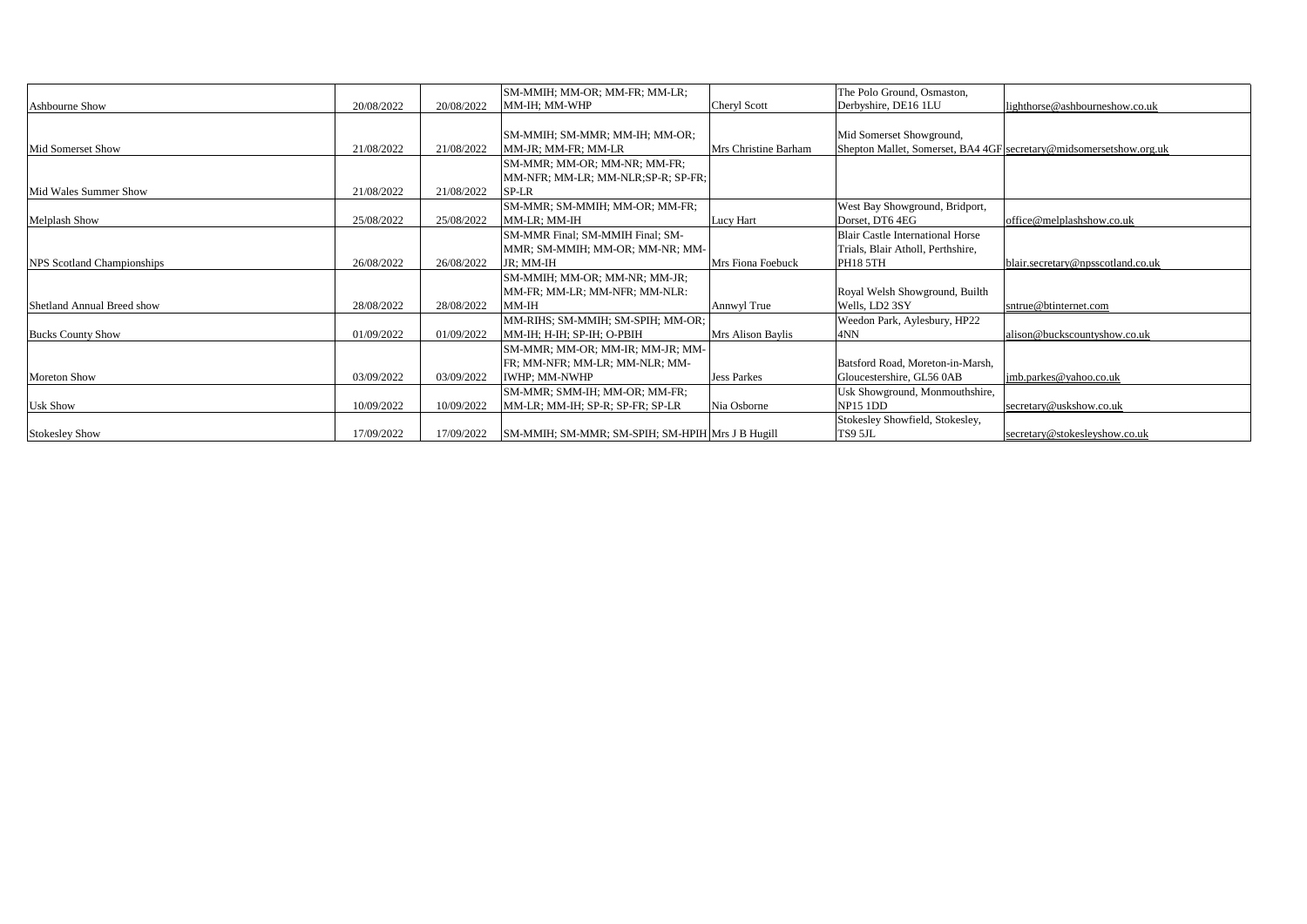| | | | | | | |
|---|---|---|---|---|---|---|
| Ashbourne Show | 20/08/2022 | 20/08/2022 | SM-MMIH; MM-OR; MM-FR; MM-LR; MM-IH; MM-WHP | Cheryl Scott | The Polo Ground, Osmaston, Derbyshire, DE16 1LU | lighthorse@ashbourneshow.co.uk |
| Mid Somerset Show | 21/08/2022 | 21/08/2022 | SM-MMIH; SM-MMR; MM-IH; MM-OR; MM-JR; MM-FR; MM-LR | Mrs Christine Barham | Mid Somerset Showground, Shepton Mallet, Somerset, BA4 4GF | secretary@midsomersetshow.org.uk |
| Mid Wales Summer Show | 21/08/2022 | 21/08/2022 | SM-MMR; MM-OR; MM-NR; MM-FR; MM-NFR; MM-LR; MM-NLR;SP-R; SP-FR; SP-LR | | | |
| Melplash Show | 25/08/2022 | 25/08/2022 | SM-MMR; SM-MMIH; MM-OR; MM-FR; MM-LR; MM-IH | Lucy Hart | West Bay Showground, Bridport, Dorset, DT6 4EG | office@melplashshow.co.uk |
| NPS Scotland Championships | 26/08/2022 | 26/08/2022 | SM-MMR Final; SM-MMIH Final; SM-MMR; SM-MMIH; MM-OR; MM-NR; MM-JR; MM-IH | Mrs Fiona Foebuck | Blair Castle International Horse Trials, Blair Atholl, Perthshire, PH18 5TH | blair.secretary@npsscotland.co.uk |
| Shetland Annual Breed show | 28/08/2022 | 28/08/2022 | SM-MMIH; MM-OR; MM-NR; MM-JR; MM-FR; MM-LR; MM-NFR; MM-NLR: MM-IH | Annwyl True | Royal Welsh Showground, Builth Wells, LD2 3SY | sntrue@btinternet.com |
| Bucks County Show | 01/09/2022 | 01/09/2022 | MM-RIHS; SM-MMIH; SM-SPIH; MM-OR; MM-IH; H-IH; SP-IH; O-PBIH | Mrs Alison Baylis | Weedon Park, Aylesbury, HP22 4NN | alison@buckscountyshow.co.uk |
| Moreton Show | 03/09/2022 | 03/09/2022 | SM-MMR; MM-OR; MM-IR; MM-JR; MM-FR; MM-NFR; MM-LR; MM-NLR; MM-IWHP; MM-NWHP | Jess Parkes | Batsford Road, Moreton-in-Marsh, Gloucestershire, GL56 0AB | jmb.parkes@yahoo.co.uk |
| Usk Show | 10/09/2022 | 10/09/2022 | SM-MMR; SMM-IH; MM-OR; MM-FR; MM-LR; MM-IH; SP-R; SP-FR; SP-LR | Nia Osborne | Usk Showground, Monmouthshire, NP15 1DD | secretary@uskshow.co.uk |
| Stokesley Show | 17/09/2022 | 17/09/2022 | SM-MMIH; SM-MMR; SM-SPIH; SM-HPIH | Mrs J B Hugill | Stokesley Showfield, Stokesley, TS9 5JL | secretary@stokesleyshow.co.uk |